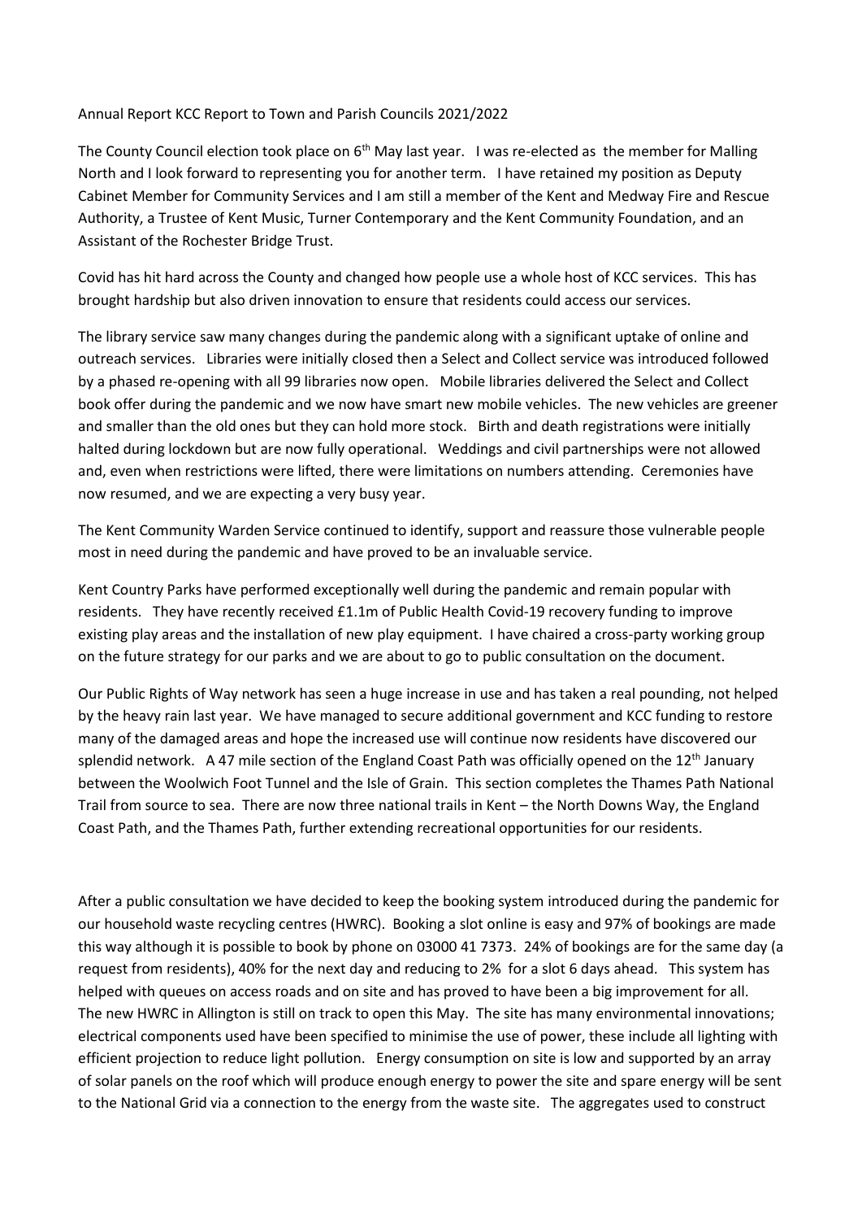Annual Report KCC Report to Town and Parish Councils 2021/2022

The County Council election took place on 6th May last year. I was re-elected as the member for Malling North and I look forward to representing you for another term. I have retained my position as Deputy Cabinet Member for Community Services and I am still a member of the Kent and Medway Fire and Rescue Authority, a Trustee of Kent Music, Turner Contemporary and the Kent Community Foundation, and an Assistant of the Rochester Bridge Trust.

Covid has hit hard across the County and changed how people use a whole host of KCC services. This has brought hardship but also driven innovation to ensure that residents could access our services.

The library service saw many changes during the pandemic along with a significant uptake of online and outreach services. Libraries were initially closed then a Select and Collect service was introduced followed by a phased re-opening with all 99 libraries now open. Mobile libraries delivered the Select and Collect book offer during the pandemic and we now have smart new mobile vehicles. The new vehicles are greener and smaller than the old ones but they can hold more stock. Birth and death registrations were initially halted during lockdown but are now fully operational. Weddings and civil partnerships were not allowed and, even when restrictions were lifted, there were limitations on numbers attending. Ceremonies have now resumed, and we are expecting a very busy year.

The Kent Community Warden Service continued to identify, support and reassure those vulnerable people most in need during the pandemic and have proved to be an invaluable service.

Kent Country Parks have performed exceptionally well during the pandemic and remain popular with residents. They have recently received £1.1m of Public Health Covid-19 recovery funding to improve existing play areas and the installation of new play equipment. I have chaired a cross-party working group on the future strategy for our parks and we are about to go to public consultation on the document.

Our Public Rights of Way network has seen a huge increase in use and has taken a real pounding, not helped by the heavy rain last year. We have managed to secure additional government and KCC funding to restore many of the damaged areas and hope the increased use will continue now residents have discovered our splendid network. A 47 mile section of the England Coast Path was officially opened on the 12th January between the Woolwich Foot Tunnel and the Isle of Grain. This section completes the Thames Path National Trail from source to sea. There are now three national trails in Kent – the North Downs Way, the England Coast Path, and the Thames Path, further extending recreational opportunities for our residents.

After a public consultation we have decided to keep the booking system introduced during the pandemic for our household waste recycling centres (HWRC). Booking a slot online is easy and 97% of bookings are made this way although it is possible to book by phone on 03000 41 7373. 24% of bookings are for the same day (a request from residents), 40% for the next day and reducing to 2% for a slot 6 days ahead. This system has helped with queues on access roads and on site and has proved to have been a big improvement for all. The new HWRC in Allington is still on track to open this May. The site has many environmental innovations; electrical components used have been specified to minimise the use of power, these include all lighting with efficient projection to reduce light pollution. Energy consumption on site is low and supported by an array of solar panels on the roof which will produce enough energy to power the site and spare energy will be sent to the National Grid via a connection to the energy from the waste site. The aggregates used to construct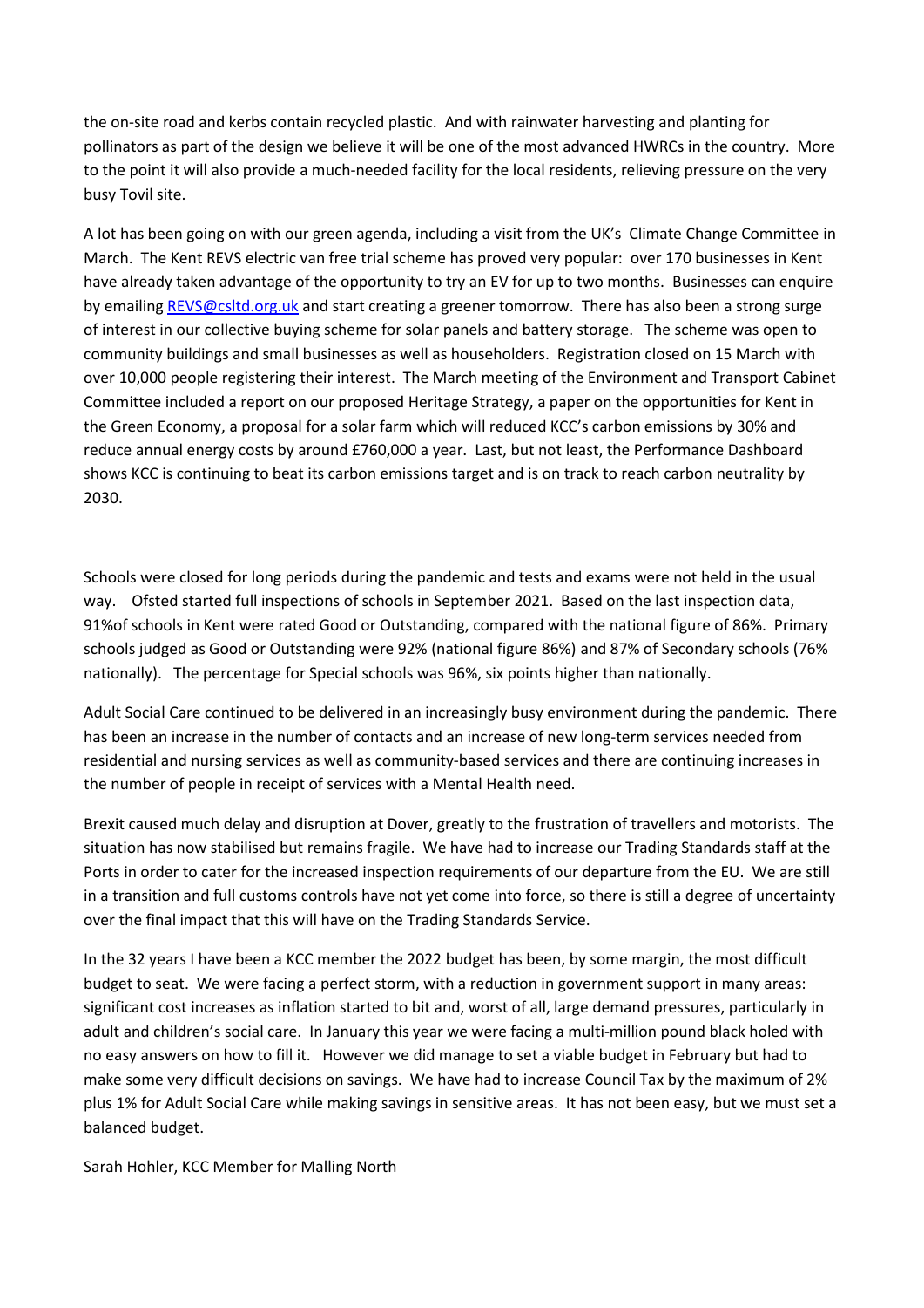the on-site road and kerbs contain recycled plastic. And with rainwater harvesting and planting for pollinators as part of the design we believe it will be one of the most advanced HWRCs in the country. More to the point it will also provide a much-needed facility for the local residents, relieving pressure on the very busy Tovil site.

A lot has been going on with our green agenda, including a visit from the UK's Climate Change Committee in March. The Kent REVS electric van free trial scheme has proved very popular: over 170 businesses in Kent have already taken advantage of the opportunity to try an EV for up to two months. Businesses can enquire by emailing REVS@csltd.org.uk and start creating a greener tomorrow. There has also been a strong surge of interest in our collective buying scheme for solar panels and battery storage. The scheme was open to community buildings and small businesses as well as householders. Registration closed on 15 March with over 10,000 people registering their interest. The March meeting of the Environment and Transport Cabinet Committee included a report on our proposed Heritage Strategy, a paper on the opportunities for Kent in the Green Economy, a proposal for a solar farm which will reduced KCC's carbon emissions by 30% and reduce annual energy costs by around £760,000 a year. Last, but not least, the Performance Dashboard shows KCC is continuing to beat its carbon emissions target and is on track to reach carbon neutrality by 2030.

Schools were closed for long periods during the pandemic and tests and exams were not held in the usual way. Ofsted started full inspections of schools in September 2021. Based on the last inspection data, 91%of schools in Kent were rated Good or Outstanding, compared with the national figure of 86%. Primary schools judged as Good or Outstanding were 92% (national figure 86%) and 87% of Secondary schools (76% nationally). The percentage for Special schools was 96%, six points higher than nationally.

Adult Social Care continued to be delivered in an increasingly busy environment during the pandemic. There has been an increase in the number of contacts and an increase of new long-term services needed from residential and nursing services as well as community-based services and there are continuing increases in the number of people in receipt of services with a Mental Health need.

Brexit caused much delay and disruption at Dover, greatly to the frustration of travellers and motorists. The situation has now stabilised but remains fragile. We have had to increase our Trading Standards staff at the Ports in order to cater for the increased inspection requirements of our departure from the EU. We are still in a transition and full customs controls have not yet come into force, so there is still a degree of uncertainty over the final impact that this will have on the Trading Standards Service.

In the 32 years I have been a KCC member the 2022 budget has been, by some margin, the most difficult budget to seat. We were facing a perfect storm, with a reduction in government support in many areas: significant cost increases as inflation started to bit and, worst of all, large demand pressures, particularly in adult and children's social care. In January this year we were facing a multi-million pound black holed with no easy answers on how to fill it. However we did manage to set a viable budget in February but had to make some very difficult decisions on savings. We have had to increase Council Tax by the maximum of 2% plus 1% for Adult Social Care while making savings in sensitive areas. It has not been easy, but we must set a balanced budget.

Sarah Hohler, KCC Member for Malling North